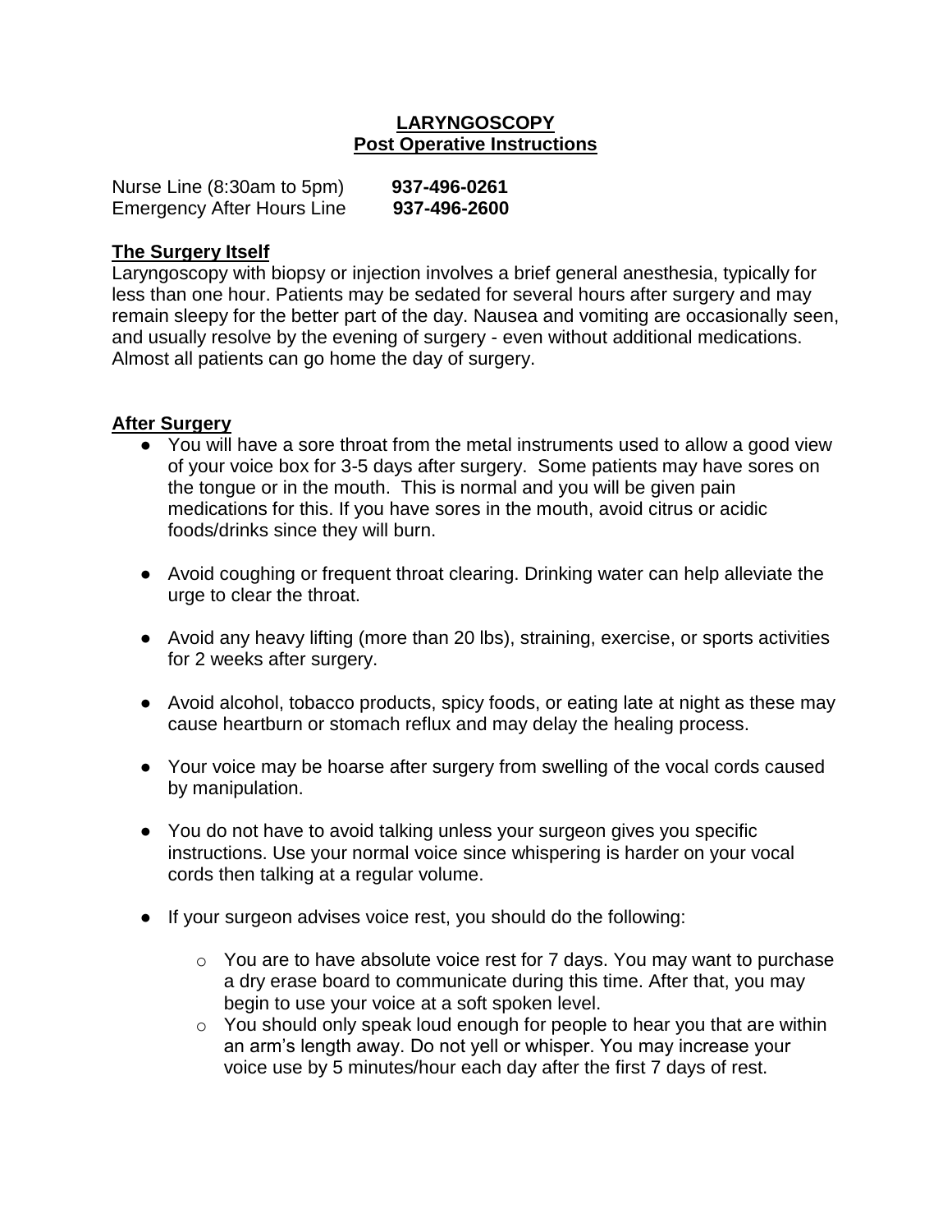# LARYNGOSCOPY
## Post Operative Instructions

Nurse Line (8:30am to 5pm) **937-496-0261**
Emergency After Hours Line **937-496-2600**

### The Surgery Itself

Laryngoscopy with biopsy or injection involves a brief general anesthesia, typically for less than one hour. Patients may be sedated for several hours after surgery and may remain sleepy for the better part of the day. Nausea and vomiting are occasionally seen, and usually resolve by the evening of surgery - even without additional medications. Almost all patients can go home the day of surgery.

### After Surgery

- You will have a sore throat from the metal instruments used to allow a good view of your voice box for 3-5 days after surgery. Some patients may have sores on the tongue or in the mouth. This is normal and you will be given pain medications for this. If you have sores in the mouth, avoid citrus or acidic foods/drinks since they will burn.

- Avoid coughing or frequent throat clearing. Drinking water can help alleviate the urge to clear the throat.

- Avoid any heavy lifting (more than 20 lbs), straining, exercise, or sports activities for 2 weeks after surgery.

- Avoid alcohol, tobacco products, spicy foods, or eating late at night as these may cause heartburn or stomach reflux and may delay the healing process.

- Your voice may be hoarse after surgery from swelling of the vocal cords caused by manipulation.

- You do not have to avoid talking unless your surgeon gives you specific instructions. Use your normal voice since whispering is harder on your vocal cords then talking at a regular volume.

- If your surgeon advises voice rest, you should do the following:

    - You are to have absolute voice rest for 7 days. You may want to purchase a dry erase board to communicate during this time. After that, you may begin to use your voice at a soft spoken level.
    - You should only speak loud enough for people to hear you that are within an arm's length away. Do not yell or whisper. You may increase your voice use by 5 minutes/hour each day after the first 7 days of rest.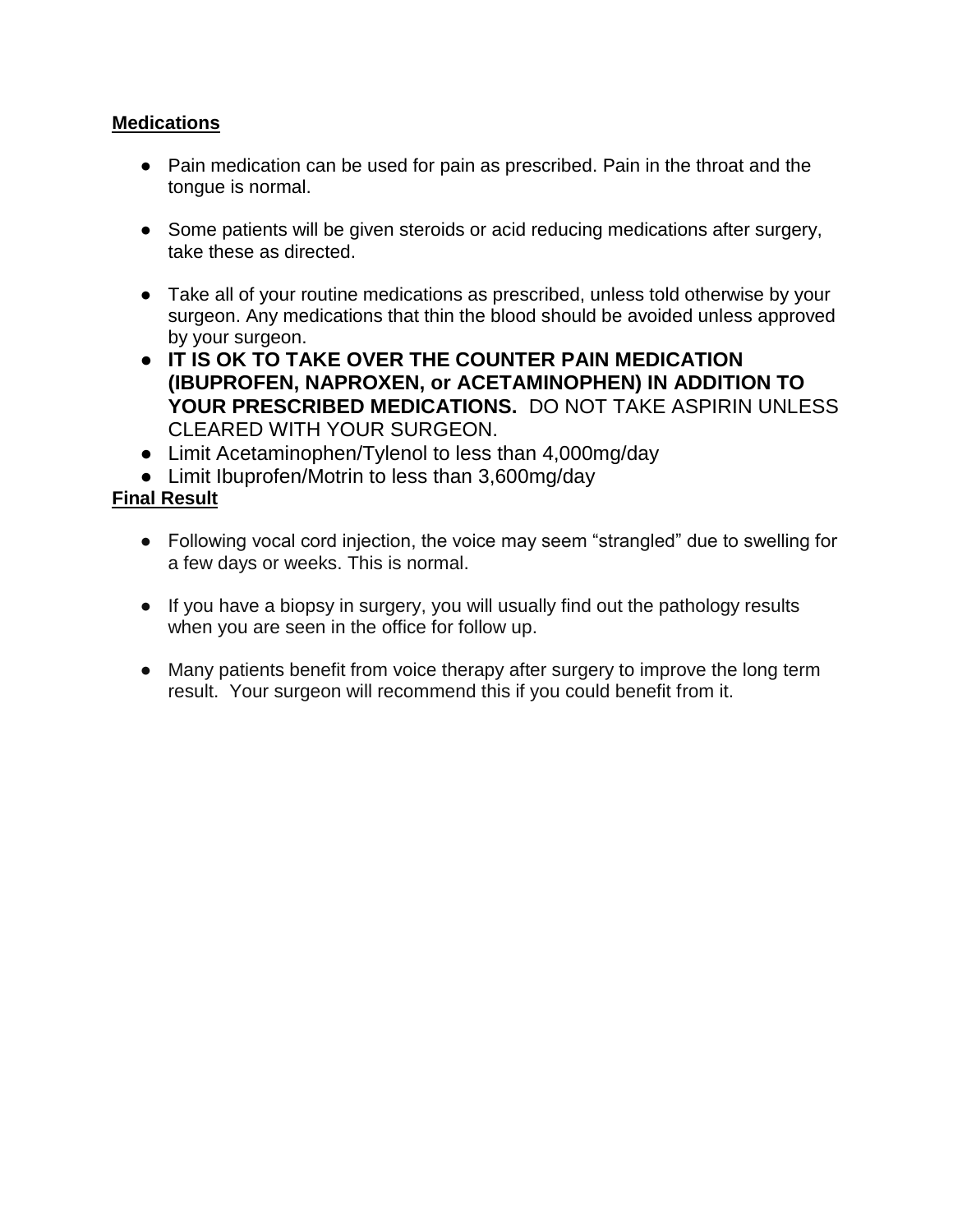**Medications**

- Pain medication can be used for pain as prescribed. Pain in the throat and the tongue is normal.
- Some patients will be given steroids or acid reducing medications after surgery, take these as directed.
- Take all of your routine medications as prescribed, unless told otherwise by your surgeon. Any medications that thin the blood should be avoided unless approved by your surgeon.
- **IT IS OK TO TAKE OVER THE COUNTER PAIN MEDICATION (IBUPROFEN, NAPROXEN, or ACETAMINOPHEN) IN ADDITION TO YOUR PRESCRIBED MEDICATIONS.** DO NOT TAKE ASPIRIN UNLESS CLEARED WITH YOUR SURGEON.
- Limit Acetaminophen/Tylenol to less than 4,000mg/day
- Limit Ibuprofen/Motrin to less than 3,600mg/day

**Final Result**

- Following vocal cord injection, the voice may seem "strangled" due to swelling for a few days or weeks. This is normal.
- If you have a biopsy in surgery, you will usually find out the pathology results when you are seen in the office for follow up.
- Many patients benefit from voice therapy after surgery to improve the long term result. Your surgeon will recommend this if you could benefit from it.